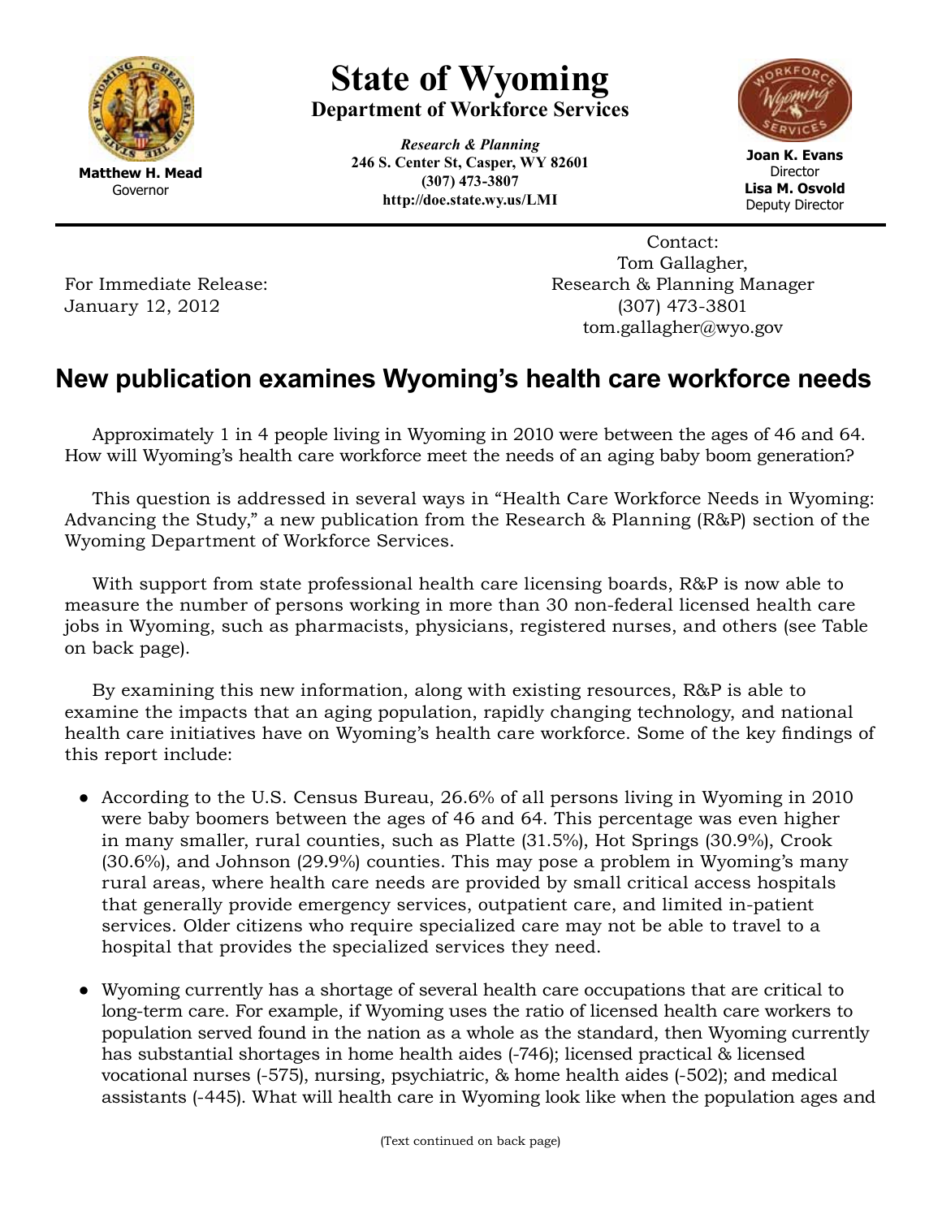**Matthew H. Mead**
Governor

# State of Wyoming

**Department of Workforce Services**

*Research & Planning*
**246 S. Center St, Casper, WY 82601**
**(307) 473-3807**
**http://doe.state.wy.us/LMI**

**Joan K. Evans**
Director
**Lisa M. Osvold**
Deputy Director

For Immediate Release:
January 12, 2012

Contact:
Tom Gallagher,
Research & Planning Manager
(307) 473-3801
tom.gallagher@wyo.gov

## New publication examines Wyoming's health care workforce needs

Approximately 1 in 4 people living in Wyoming in 2010 were between the ages of 46 and 64. How will Wyoming's health care workforce meet the needs of an aging baby boom generation?

This question is addressed in several ways in "Health Care Workforce Needs in Wyoming: Advancing the Study," a new publication from the Research & Planning (R&P) section of the Wyoming Department of Workforce Services.

With support from state professional health care licensing boards, R&P is now able to measure the number of persons working in more than 30 non-federal licensed health care jobs in Wyoming, such as pharmacists, physicians, registered nurses, and others (see Table on back page).

By examining this new information, along with existing resources, R&P is able to examine the impacts that an aging population, rapidly changing technology, and national health care initiatives have on Wyoming's health care workforce. Some of the key findings of this report include:

- According to the U.S. Census Bureau, 26.6% of all persons living in Wyoming in 2010 were baby boomers between the ages of 46 and 64. This percentage was even higher in many smaller, rural counties, such as Platte (31.5%), Hot Springs (30.9%), Crook (30.6%), and Johnson (29.9%) counties. This may pose a problem in Wyoming's many rural areas, where health care needs are provided by small critical access hospitals that generally provide emergency services, outpatient care, and limited in-patient services. Older citizens who require specialized care may not be able to travel to a hospital that provides the specialized services they need.
- Wyoming currently has a shortage of several health care occupations that are critical to long-term care. For example, if Wyoming uses the ratio of licensed health care workers to population served found in the nation as a whole as the standard, then Wyoming currently has substantial shortages in home health aides (-746); licensed practical & licensed vocational nurses (-575), nursing, psychiatric, & home health aides (-502); and medical assistants (-445). What will health care in Wyoming look like when the population ages and

(Text continued on back page)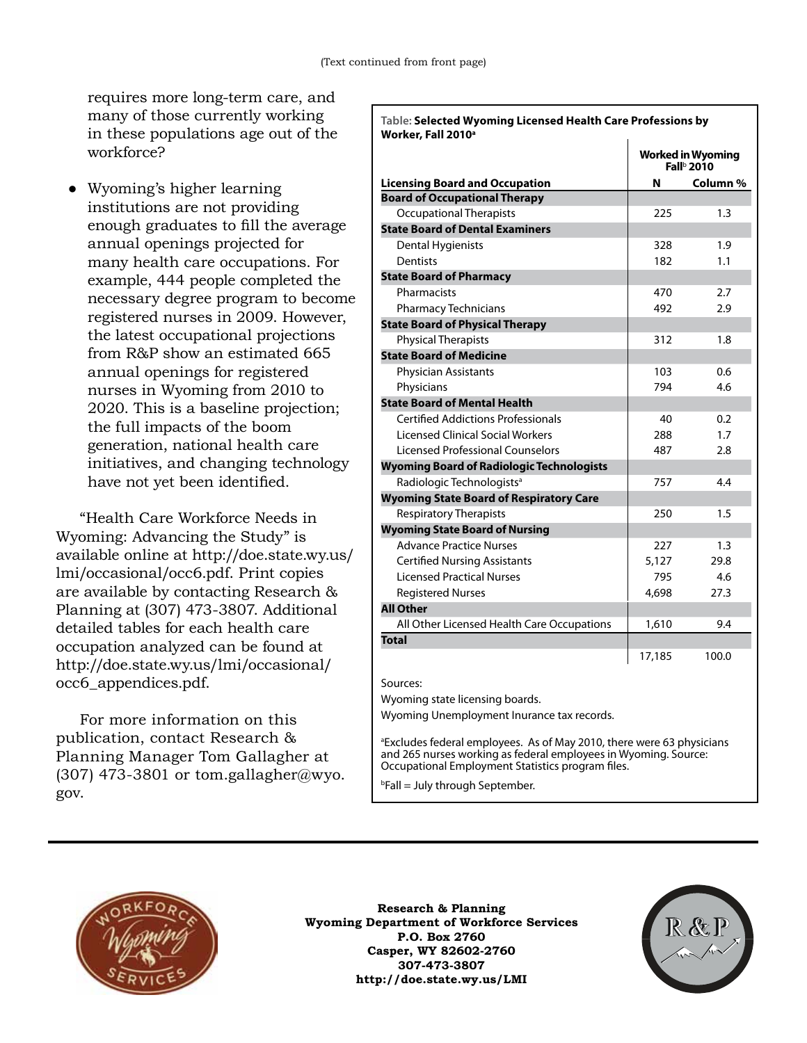(Text continued from front page)

requires more long-term care, and many of those currently working in these populations age out of the workforce?

- Wyoming's higher learning institutions are not providing enough graduates to fill the average annual openings projected for many health care occupations. For example, 444 people completed the necessary degree program to become registered nurses in 2009. However, the latest occupational projections from R&P show an estimated 665 annual openings for registered nurses in Wyoming from 2010 to 2020. This is a baseline projection; the full impacts of the boom generation, national health care initiatives, and changing technology have not yet been identified.

"Health Care Workforce Needs in Wyoming: Advancing the Study" is available online at http://doe.state.wy.us/lmi/occasional/occ6.pdf. Print copies are available by contacting Research & Planning at (307) 473-3807. Additional detailed tables for each health care occupation analyzed can be found at http://doe.state.wy.us/lmi/occasional/occ6_appendices.pdf.

For more information on this publication, contact Research & Planning Manager Tom Gallagher at (307) 473-3801 or tom.gallagher@wyo.gov.

**Table: Selected Wyoming Licensed Health Care Professions by Worker, Fall 2010[a]**

| | Worked in Wyoming Fall[b] 2010 | |
|---|---|---|
| **Licensing Board and Occupation** | **N** | **Column %** |
| **Board of Occupational Therapy** | | |
| Occupational Therapists | 225 | 1.3 |
| **State Board of Dental Examiners** | | |
| Dental Hygienists | 328 | 1.9 |
| Dentists | 182 | 1.1 |
| **State Board of Pharmacy** | | |
| Pharmacists | 470 | 2.7 |
| Pharmacy Technicians | 492 | 2.9 |
| **State Board of Physical Therapy** | | |
| Physical Therapists | 312 | 1.8 |
| **State Board of Medicine** | | |
| Physician Assistants | 103 | 0.6 |
| Physicians | 794 | 4.6 |
| **State Board of Mental Health** | | |
| Certified Addictions Professionals | 40 | 0.2 |
| Licensed Clinical Social Workers | 288 | 1.7 |
| Licensed Professional Counselors | 487 | 2.8 |
| **Wyoming Board of Radiologic Technologists** | | |
| Radiologic Technologists[a] | 757 | 4.4 |
| **Wyoming State Board of Respiratory Care** | | |
| Respiratory Therapists | 250 | 1.5 |
| **Wyoming State Board of Nursing** | | |
| Advance Practice Nurses | 227 | 1.3 |
| Certified Nursing Assistants | 5,127 | 29.8 |
| Licensed Practical Nurses | 795 | 4.6 |
| Registered Nurses | 4,698 | 27.3 |
| **All Other** | | |
| All Other Licensed Health Care Occupations | 1,610 | 9.4 |
| **Total** | | |
| | 17,185 | 100.0 |

Sources:

Wyoming state licensing boards.

Wyoming Unemployment Inurance tax records.

[a]Excludes federal employees. As of May 2010, there were 63 physicians and 265 nurses working as federal employees in Wyoming. Source: Occupational Employment Statistics program files.

[b]Fall = July through September.

**Research & Planning**
**Wyoming Department of Workforce Services**
**P.O. Box 2760**
**Casper, WY 82602-2760**
**307-473-3807**
**http://doe.state.wy.us/LMI**